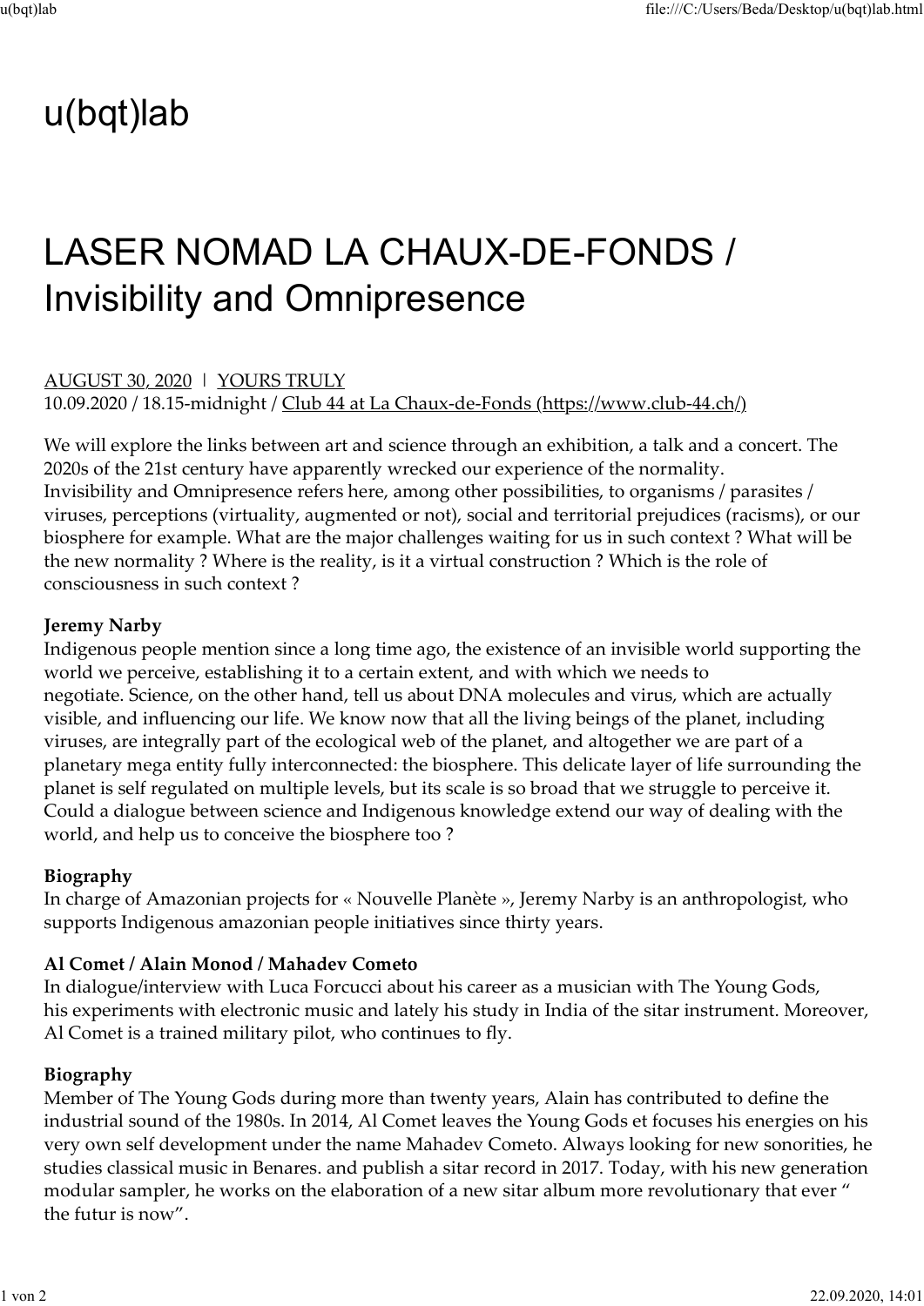# u(bqt)lab

## LASER NOMAD LA CHAUX-DE-FONDS / Invisibility and Omnipresence

AUGUST 30, 2020 | YOURS TRULY
10.09.2020 / 18.15-midnight / Club 44 at La Chaux-de-Fonds (https://www.club-44.ch/)

We will explore the links between art and science through an exhibition, a talk and a concert. The 2020s of the 21st century have apparently wrecked our experience of the normality.
Invisibility and Omnipresence refers here, among other possibilities, to organisms / parasites / viruses, perceptions (virtuality, augmented or not), social and territorial prejudices (racisms), or our biosphere for example. What are the major challenges waiting for us in such context ? What will be the new normality ? Where is the reality, is it a virtual construction ? Which is the role of consciousness in such context ?

**Jeremy Narby**
Indigenous people mention since a long time ago, the existence of an invisible world supporting the world we perceive, establishing it to a certain extent, and with which we needs to negotiate. Science, on the other hand, tell us about DNA molecules and virus, which are actually visible, and influencing our life. We know now that all the living beings of the planet, including viruses, are integrally part of the ecological web of the planet, and altogether we are part of a planetary mega entity fully interconnected: the biosphere. This delicate layer of life surrounding the planet is self regulated on multiple levels, but its scale is so broad that we struggle to perceive it. Could a dialogue between science and Indigenous knowledge extend our way of dealing with the world, and help us to conceive the biosphere too ?

**Biography**
In charge of Amazonian projects for « Nouvelle Planète », Jeremy Narby is an anthropologist, who supports Indigenous amazonian people initiatives since thirty years.

**Al Comet / Alain Monod / Mahadev Cometo**
In dialogue/interview with Luca Forcucci about his career as a musician with The Young Gods, his experiments with electronic music and lately his study in India of the sitar instrument. Moreover, Al Comet is a trained military pilot, who continues to fly.

**Biography**
Member of The Young Gods during more than twenty years, Alain has contributed to define the industrial sound of the 1980s. In 2014, Al Comet leaves the Young Gods et focuses his energies on his very own self development under the name Mahadev Cometo. Always looking for new sonorities, he studies classical music in Benares. and publish a sitar record in 2017. Today, with his new generation modular sampler, he works on the elaboration of a new sitar album more revolutionary that ever " the futur is now".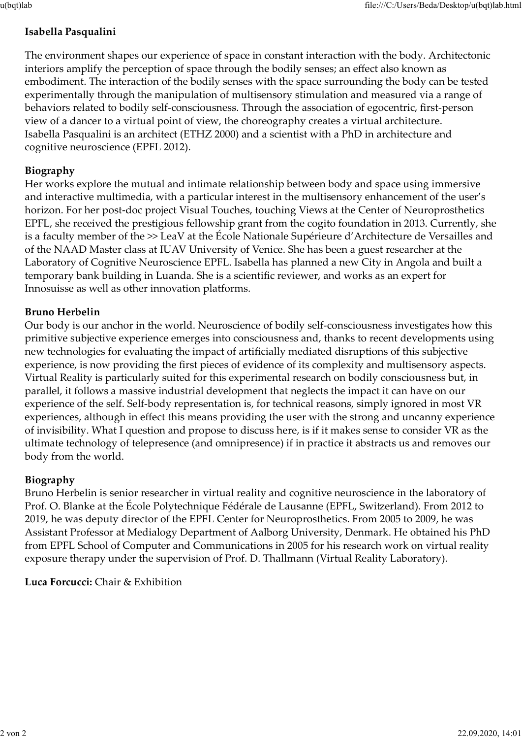**Isabella Pasqualini**

The environment shapes our experience of space in constant interaction with the body. Architectonic interiors amplify the perception of space through the bodily senses; an effect also known as embodiment. The interaction of the bodily senses with the space surrounding the body can be tested experimentally through the manipulation of multisensory stimulation and measured via a range of behaviors related to bodily self-consciousness. Through the association of egocentric, first-person view of a dancer to a virtual point of view, the choreography creates a virtual architecture.
Isabella Pasqualini is an architect (ETHZ 2000) and a scientist with a PhD in architecture and cognitive neuroscience (EPFL 2012).

**Biography**
Her works explore the mutual and intimate relationship between body and space using immersive and interactive multimedia, with a particular interest in the multisensory enhancement of the user's horizon. For her post-doc project Visual Touches, touching Views at the Center of Neuroprosthetics EPFL, she received the prestigious fellowship grant from the cogito foundation in 2013. Currently, she is a faculty member of the >> LeaV at the École Nationale Supérieure d'Architecture de Versailles and of the NAAD Master class at IUAV University of Venice. She has been a guest researcher at the Laboratory of Cognitive Neuroscience EPFL. Isabella has planned a new City in Angola and built a temporary bank building in Luanda. She is a scientific reviewer, and works as an expert for Innosuisse as well as other innovation platforms.

**Bruno Herbelin**
Our body is our anchor in the world. Neuroscience of bodily self-consciousness investigates how this primitive subjective experience emerges into consciousness and, thanks to recent developments using new technologies for evaluating the impact of artificially mediated disruptions of this subjective experience, is now providing the first pieces of evidence of its complexity and multisensory aspects. Virtual Reality is particularly suited for this experimental research on bodily consciousness but, in parallel, it follows a massive industrial development that neglects the impact it can have on our experience of the self. Self-body representation is, for technical reasons, simply ignored in most VR experiences, although in effect this means providing the user with the strong and uncanny experience of invisibility. What I question and propose to discuss here, is if it makes sense to consider VR as the ultimate technology of telepresence (and omnipresence) if in practice it abstracts us and removes our body from the world.

**Biography**
Bruno Herbelin is senior researcher in virtual reality and cognitive neuroscience in the laboratory of Prof. O. Blanke at the École Polytechnique Fédérale de Lausanne (EPFL, Switzerland). From 2012 to 2019, he was deputy director of the EPFL Center for Neuroprosthetics. From 2005 to 2009, he was Assistant Professor at Medialogy Department of Aalborg University, Denmark. He obtained his PhD from EPFL School of Computer and Communications in 2005 for his research work on virtual reality exposure therapy under the supervision of Prof. D. Thallmann (Virtual Reality Laboratory).

**Luca Forcucci:** Chair & Exhibition